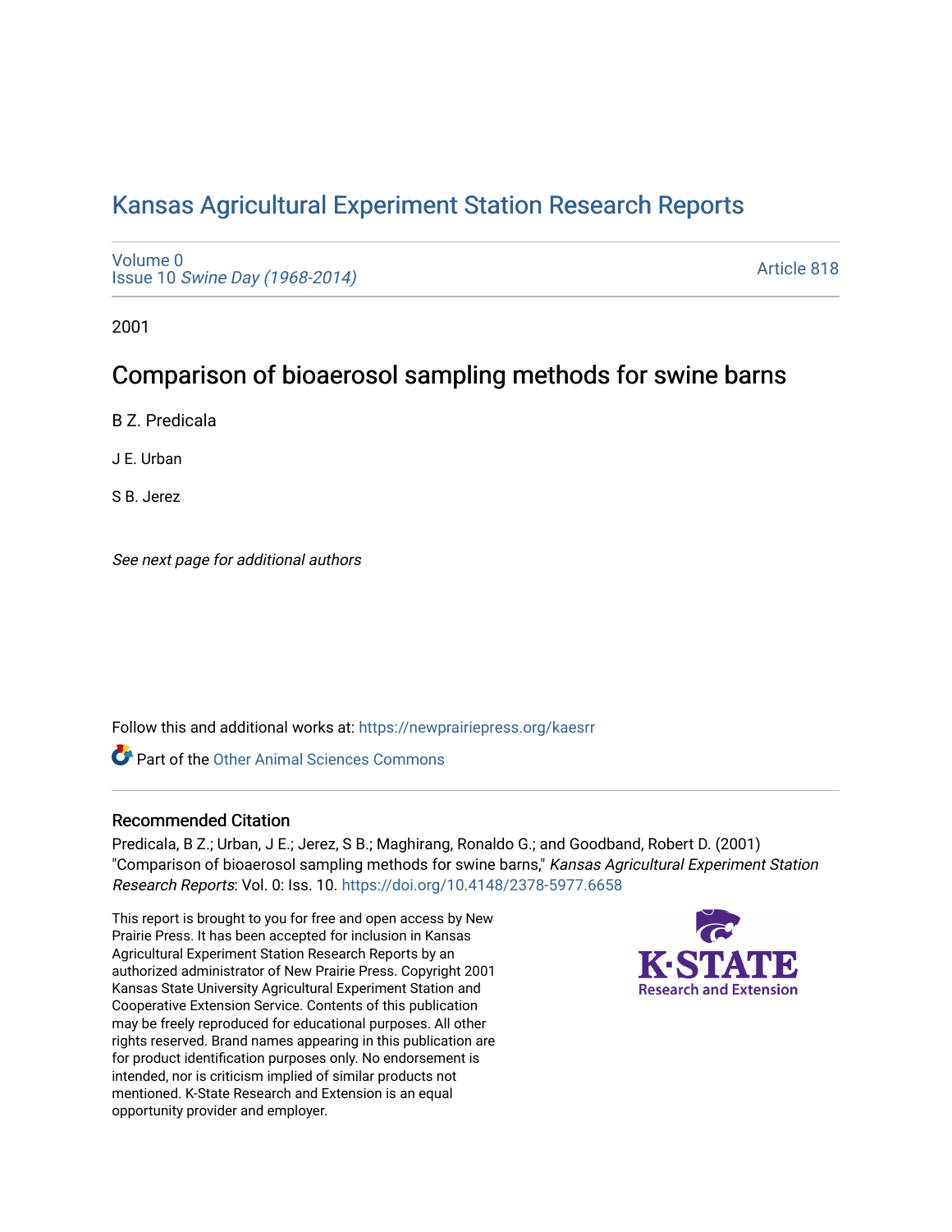# Kansas Agricultural Experiment Station Research Reports

Volume 0
Issue 10 *Swine Day (1968-2014)*

Article 818

2001

## Comparison of bioaerosol sampling methods for swine barns

B Z. Predicala

J E. Urban

S B. Jerez

*See next page for additional authors*

Follow this and additional works at: https://newprairiepress.org/kaesrr

Part of the Other Animal Sciences Commons

### Recommended Citation

Predicala, B Z.; Urban, J E.; Jerez, S B.; Maghirang, Ronaldo G.; and Goodband, Robert D. (2001) "Comparison of bioaerosol sampling methods for swine barns," *Kansas Agricultural Experiment Station Research Reports*: Vol. 0: Iss. 10. https://doi.org/10.4148/2378-5977.6658

This report is brought to you for free and open access by New Prairie Press. It has been accepted for inclusion in Kansas Agricultural Experiment Station Research Reports by an authorized administrator of New Prairie Press. Copyright 2001 Kansas State University Agricultural Experiment Station and Cooperative Extension Service. Contents of this publication may be freely reproduced for educational purposes. All other rights reserved. Brand names appearing in this publication are for product identification purposes only. No endorsement is intended, nor is criticism implied of similar products not mentioned. K-State Research and Extension is an equal opportunity provider and employer.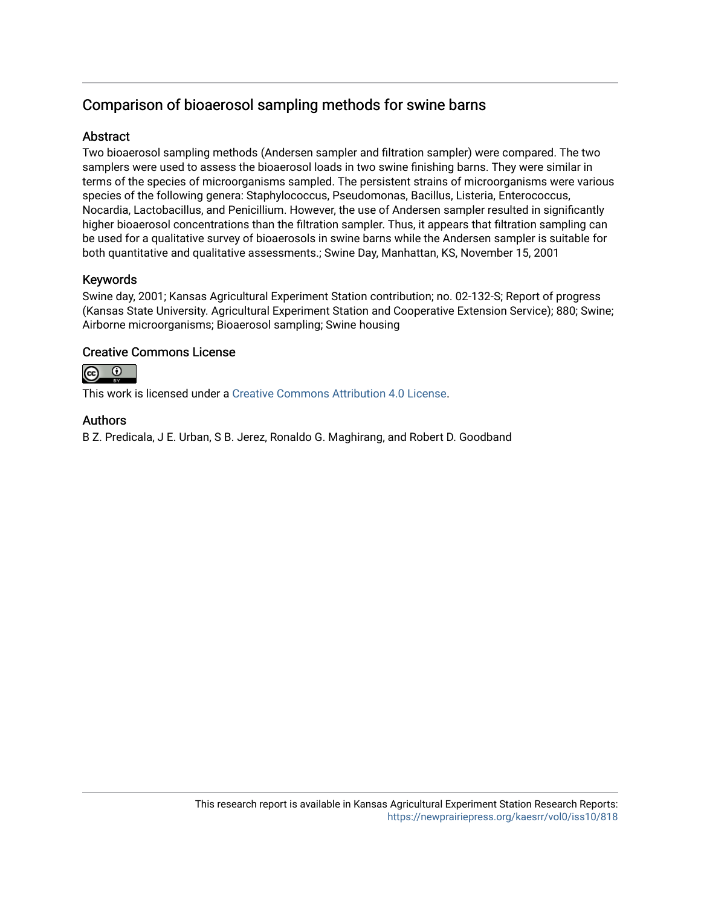## Comparison of bioaerosol sampling methods for swine barns

### Abstract

Two bioaerosol sampling methods (Andersen sampler and filtration sampler) were compared. The two samplers were used to assess the bioaerosol loads in two swine finishing barns. They were similar in terms of the species of microorganisms sampled. The persistent strains of microorganisms were various species of the following genera: Staphylococcus, Pseudomonas, Bacillus, Listeria, Enterococcus, Nocardia, Lactobacillus, and Penicillium. However, the use of Andersen sampler resulted in significantly higher bioaerosol concentrations than the filtration sampler. Thus, it appears that filtration sampling can be used for a qualitative survey of bioaerosols in swine barns while the Andersen sampler is suitable for both quantitative and qualitative assessments.; Swine Day, Manhattan, KS, November 15, 2001

### Keywords

Swine day, 2001; Kansas Agricultural Experiment Station contribution; no. 02-132-S; Report of progress (Kansas State University. Agricultural Experiment Station and Cooperative Extension Service); 880; Swine; Airborne microorganisms; Bioaerosol sampling; Swine housing

### Creative Commons License

This work is licensed under a Creative Commons Attribution 4.0 License.

### Authors

B Z. Predicala, J E. Urban, S B. Jerez, Ronaldo G. Maghirang, and Robert D. Goodband

This research report is available in Kansas Agricultural Experiment Station Research Reports: https://newprairiepress.org/kaesrr/vol0/iss10/818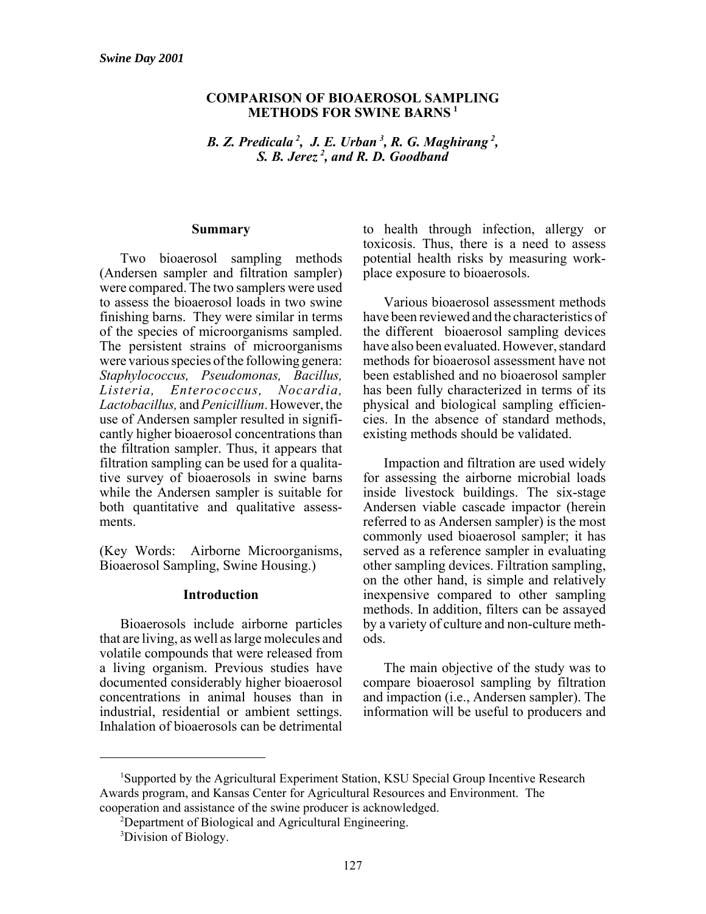# COMPARISON OF BIOAEROSOL SAMPLING METHODS FOR SWINE BARNS [1]

*B. Z. Predicala [2], J. E. Urban [3], R. G. Maghirang [2], S. B. Jerez [2], and R. D. Goodband*

## Summary

Two bioaerosol sampling methods (Andersen sampler and filtration sampler) were compared. The two samplers were used to assess the bioaerosol loads in two swine finishing barns. They were similar in terms of the species of microorganisms sampled. The persistent strains of microorganisms were various species of the following genera: *Staphylococcus, Pseudomonas, Bacillus, Listeria, Enterococcus, Nocardia, Lactobacillus,* and *Penicillium*. However, the use of Andersen sampler resulted in significantly higher bioaerosol concentrations than the filtration sampler. Thus, it appears that filtration sampling can be used for a qualitative survey of bioaerosols in swine barns while the Andersen sampler is suitable for both quantitative and qualitative assessments.

(Key Words: Airborne Microorganisms, Bioaerosol Sampling, Swine Housing.)

## Introduction

Bioaerosols include airborne particles that are living, as well as large molecules and volatile compounds that were released from a living organism. Previous studies have documented considerably higher bioaerosol concentrations in animal houses than in industrial, residential or ambient settings. Inhalation of bioaerosols can be detrimental to health through infection, allergy or toxicosis. Thus, there is a need to assess potential health risks by measuring workplace exposure to bioaerosols.

Various bioaerosol assessment methods have been reviewed and the characteristics of the different bioaerosol sampling devices have also been evaluated. However, standard methods for bioaerosol assessment have not been established and no bioaerosol sampler has been fully characterized in terms of its physical and biological sampling efficiencies. In the absence of standard methods, existing methods should be validated.

Impaction and filtration are used widely for assessing the airborne microbial loads inside livestock buildings. The six-stage Andersen viable cascade impactor (herein referred to as Andersen sampler) is the most commonly used bioaerosol sampler; it has served as a reference sampler in evaluating other sampling devices. Filtration sampling, on the other hand, is simple and relatively inexpensive compared to other sampling methods. In addition, filters can be assayed by a variety of culture and non-culture methods.

The main objective of the study was to compare bioaerosol sampling by filtration and impaction (i.e., Andersen sampler). The information will be useful to producers and

---

[1] Supported by the Agricultural Experiment Station, KSU Special Group Incentive Research Awards program, and Kansas Center for Agricultural Resources and Environment. The cooperation and assistance of the swine producer is acknowledged.

[2] Department of Biological and Agricultural Engineering.

[3] Division of Biology.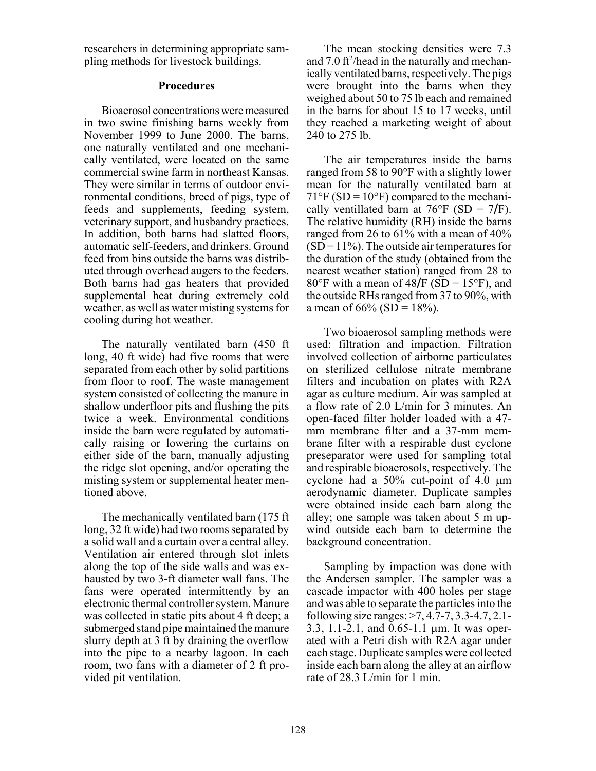researchers in determining appropriate sampling methods for livestock buildings.

## Procedures

Bioaerosol concentrations were measured in two swine finishing barns weekly from November 1999 to June 2000. The barns, one naturally ventilated and one mechanically ventilated, were located on the same commercial swine farm in northeast Kansas. They were similar in terms of outdoor environmental conditions, breed of pigs, type of feeds and supplements, feeding system, veterinary support, and husbandry practices. In addition, both barns had slatted floors, automatic self-feeders, and drinkers. Ground feed from bins outside the barns was distributed through overhead augers to the feeders. Both barns had gas heaters that provided supplemental heat during extremely cold weather, as well as water misting systems for cooling during hot weather.

The naturally ventilated barn (450 ft long, 40 ft wide) had five rooms that were separated from each other by solid partitions from floor to roof. The waste management system consisted of collecting the manure in shallow underfloor pits and flushing the pits twice a week. Environmental conditions inside the barn were regulated by automatically raising or lowering the curtains on either side of the barn, manually adjusting the ridge slot opening, and/or operating the misting system or supplemental heater mentioned above.

The mechanically ventilated barn (175 ft long, 32 ft wide) had two rooms separated by a solid wall and a curtain over a central alley. Ventilation air entered through slot inlets along the top of the side walls and was exhausted by two 3-ft diameter wall fans. The fans were operated intermittently by an electronic thermal controller system. Manure was collected in static pits about 4 ft deep; a submerged stand pipe maintained the manure slurry depth at 3 ft by draining the overflow into the pipe to a nearby lagoon. In each room, two fans with a diameter of 2 ft provided pit ventilation.

The mean stocking densities were 7.3 and 7.0 $ft^2$/head in the naturally and mechanically ventilated barns, respectively. The pigs were brought into the barns when they weighed about 50 to 75 lb each and remained in the barns for about 15 to 17 weeks, until they reached a marketing weight of about 240 to 275 lb.

The air temperatures inside the barns ranged from 58 to 90°F with a slightly lower mean for the naturally ventilated barn at 71°F (SD = 10°F) compared to the mechanically ventillated barn at 76°F (SD = 7/F). The relative humidity (RH) inside the barns ranged from 26 to 61% with a mean of 40% (SD = 11%). The outside air temperatures for the duration of the study (obtained from the nearest weather station) ranged from 28 to 80°F with a mean of 48/F (SD = 15°F), and the outside RHs ranged from 37 to 90%, with a mean of 66% (SD = 18%).

Two bioaerosol sampling methods were used: filtration and impaction. Filtration involved collection of airborne particulates on sterilized cellulose nitrate membrane filters and incubation on plates with R2A agar as culture medium. Air was sampled at a flow rate of 2.0 L/min for 3 minutes. An open-faced filter holder loaded with a 47-mm membrane filter and a 37-mm membrane filter with a respirable dust cyclone preseparator were used for sampling total and respirable bioaerosols, respectively. The cyclone had a 50% cut-point of 4.0 μm aerodynamic diameter. Duplicate samples were obtained inside each barn along the alley; one sample was taken about 5 m upwind outside each barn to determine the background concentration.

Sampling by impaction was done with the Andersen sampler. The sampler was a cascade impactor with 400 holes per stage and was able to separate the particles into the following size ranges: >7, 4.7-7, 3.3-4.7, 2.1-3.3, 1.1-2.1, and 0.65-1.1 μm. It was operated with a Petri dish with R2A agar under each stage. Duplicate samples were collected inside each barn along the alley at an airflow rate of 28.3 L/min for 1 min.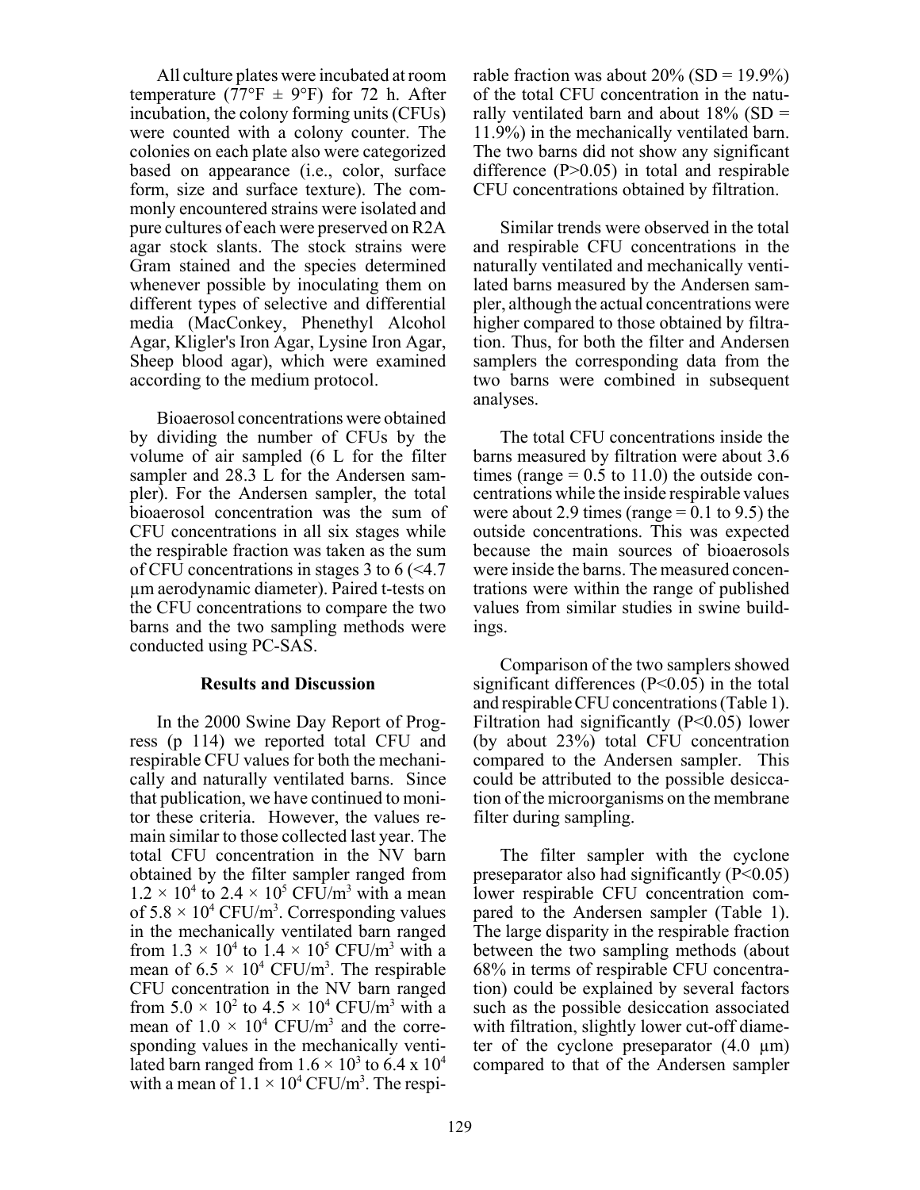All culture plates were incubated at room temperature (77°F ± 9°F) for 72 h. After incubation, the colony forming units (CFUs) were counted with a colony counter. The colonies on each plate also were categorized based on appearance (i.e., color, surface form, size and surface texture). The commonly encountered strains were isolated and pure cultures of each were preserved on R2A agar stock slants. The stock strains were Gram stained and the species determined whenever possible by inoculating them on different types of selective and differential media (MacConkey, Phenethyl Alcohol Agar, Kligler's Iron Agar, Lysine Iron Agar, Sheep blood agar), which were examined according to the medium protocol.

Bioaerosol concentrations were obtained by dividing the number of CFUs by the volume of air sampled (6 L for the filter sampler and 28.3 L for the Andersen sampler). For the Andersen sampler, the total bioaerosol concentration was the sum of CFU concentrations in all six stages while the respirable fraction was taken as the sum of CFU concentrations in stages 3 to 6 (<4.7 µm aerodynamic diameter). Paired t-tests on the CFU concentrations to compare the two barns and the two sampling methods were conducted using PC-SAS.

## Results and Discussion

In the 2000 Swine Day Report of Progress (p 114) we reported total CFU and respirable CFU values for both the mechanically and naturally ventilated barns. Since that publication, we have continued to monitor these criteria. However, the values remain similar to those collected last year. The total CFU concentration in the NV barn obtained by the filter sampler ranged from $1.2 \times 10^4$ to $2.4 \times 10^5$ CFU/m$^3$ with a mean of $5.8 \times 10^4$ CFU/m$^3$. Corresponding values in the mechanically ventilated barn ranged from $1.3 \times 10^4$ to $1.4 \times 10^5$ CFU/m$^3$ with a mean of $6.5 \times 10^4$ CFU/m$^3$. The respirable CFU concentration in the NV barn ranged from $5.0 \times 10^2$ to $4.5 \times 10^4$ CFU/m$^3$ with a mean of $1.0 \times 10^4$ CFU/m$^3$ and the corresponding values in the mechanically ventilated barn ranged from $1.6 \times 10^3$ to $6.4 \times 10^4$ with a mean of $1.1 \times 10^4$ CFU/m$^3$. The respirable fraction was about 20% (SD = 19.9%) of the total CFU concentration in the naturally ventilated barn and about 18% (SD = 11.9%) in the mechanically ventilated barn. The two barns did not show any significant difference ($P>0.05$) in total and respirable CFU concentrations obtained by filtration.

Similar trends were observed in the total and respirable CFU concentrations in the naturally ventilated and mechanically ventilated barns measured by the Andersen sampler, although the actual concentrations were higher compared to those obtained by filtration. Thus, for both the filter and Andersen samplers the corresponding data from the two barns were combined in subsequent analyses.

The total CFU concentrations inside the barns measured by filtration were about 3.6 times (range = 0.5 to 11.0) the outside concentrations while the inside respirable values were about 2.9 times (range = 0.1 to 9.5) the outside concentrations. This was expected because the main sources of bioaerosols were inside the barns. The measured concentrations were within the range of published values from similar studies in swine buildings.

Comparison of the two samplers showed significant differences ($P<0.05$) in the total and respirable CFU concentrations (Table 1). Filtration had significantly ($P<0.05$) lower (by about 23%) total CFU concentration compared to the Andersen sampler. This could be attributed to the possible desiccation of the microorganisms on the membrane filter during sampling.

The filter sampler with the cyclone preseparator also had significantly ($P<0.05$) lower respirable CFU concentration compared to the Andersen sampler (Table 1). The large disparity in the respirable fraction between the two sampling methods (about 68% in terms of respirable CFU concentration) could be explained by several factors such as the possible desiccation associated with filtration, slightly lower cut-off diameter of the cyclone preseparator (4.0 µm) compared to that of the Andersen sampler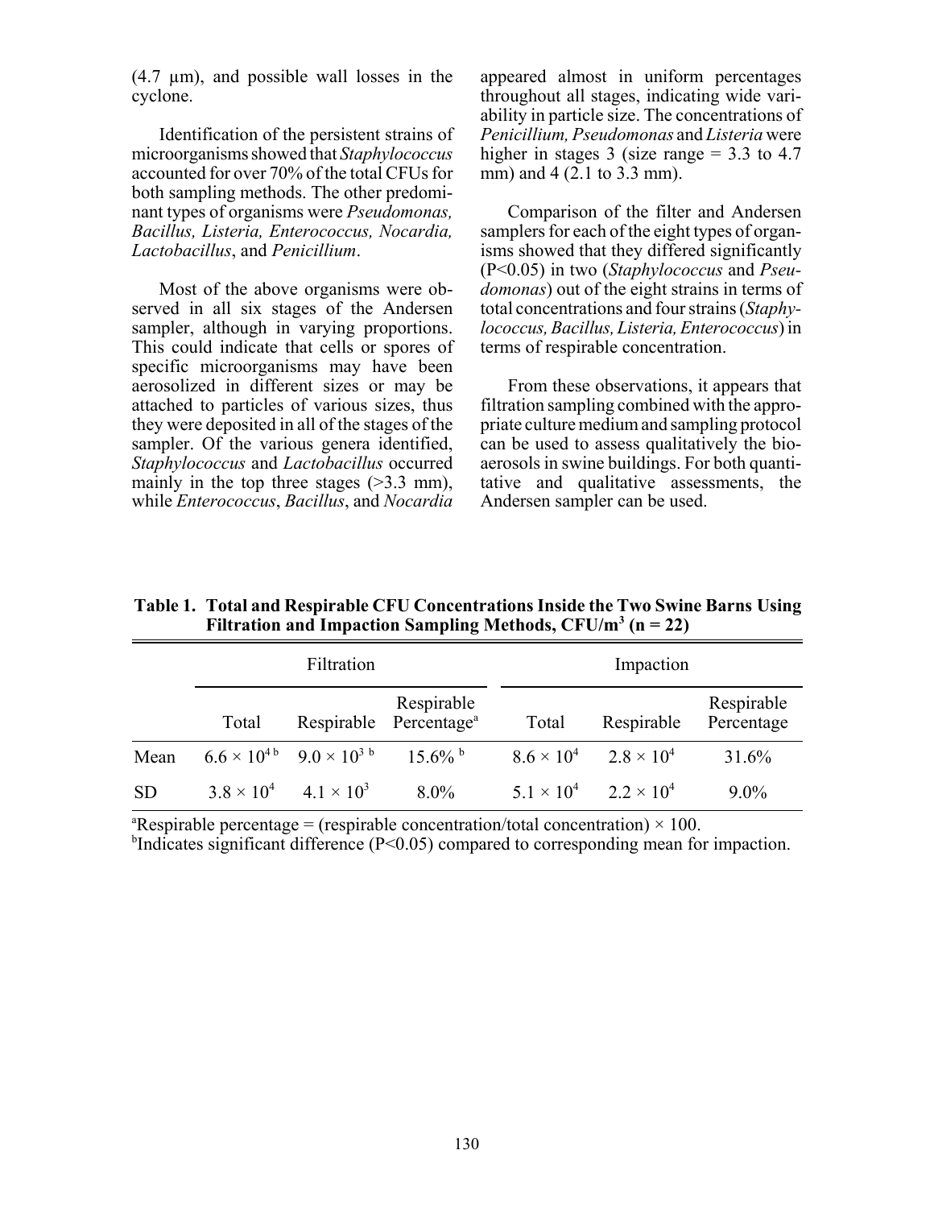(4.7 μm), and possible wall losses in the cyclone.

Identification of the persistent strains of microorganisms showed that *Staphylococcus* accounted for over 70% of the total CFUs for both sampling methods. The other predominant types of organisms were *Pseudomonas, Bacillus, Listeria, Enterococcus, Nocardia, Lactobacillus*, and *Penicillium*.

Most of the above organisms were observed in all six stages of the Andersen sampler, although in varying proportions. This could indicate that cells or spores of specific microorganisms may have been aerosolized in different sizes or may be attached to particles of various sizes, thus they were deposited in all of the stages of the sampler. Of the various genera identified, *Staphylococcus* and *Lactobacillus* occurred mainly in the top three stages (>3.3 mm), while *Enterococcus*, *Bacillus*, and *Nocardia* appeared almost in uniform percentages throughout all stages, indicating wide variability in particle size. The concentrations of *Penicillium, Pseudomonas* and *Listeria* were higher in stages 3 (size range = 3.3 to 4.7 mm) and 4 (2.1 to 3.3 mm).

Comparison of the filter and Andersen samplers for each of the eight types of organisms showed that they differed significantly ($P<0.05$) in two (*Staphylococcus* and *Pseudomonas*) out of the eight strains in terms of total concentrations and four strains (*Staphylococcus, Bacillus, Listeria, Enterococcus*) in terms of respirable concentration.

From these observations, it appears that filtration sampling combined with the appropriate culture medium and sampling protocol can be used to assess qualitatively the bioaerosols in swine buildings. For both quantitative and qualitative assessments, the Andersen sampler can be used.

**Table 1. Total and Respirable CFU Concentrations Inside the Two Swine Barns Using Filtration and Impaction Sampling Methods, CFU/m$^3$ (n = 22)**

| | Filtration | | | Impaction | | |
|---|---|---|---|---|---|---|
| | Total | Respirable | Respirable Percentage[a] | Total | Respirable | Respirable Percentage |
| Mean | $6.6 \times 10^{4}$ [b] | $9.0 \times 10^{3}$ [b] | 15.6% [b] | $8.6 \times 10^{4}$ | $2.8 \times 10^{4}$ | 31.6% |
| SD | $3.8 \times 10^{4}$ | $4.1 \times 10^{3}$ | 8.0% | $5.1 \times 10^{4}$ | $2.2 \times 10^{4}$ | 9.0% |

[a]Respirable percentage = (respirable concentration/total concentration) × 100.
[b]Indicates significant difference ($P<0.05$) compared to corresponding mean for impaction.